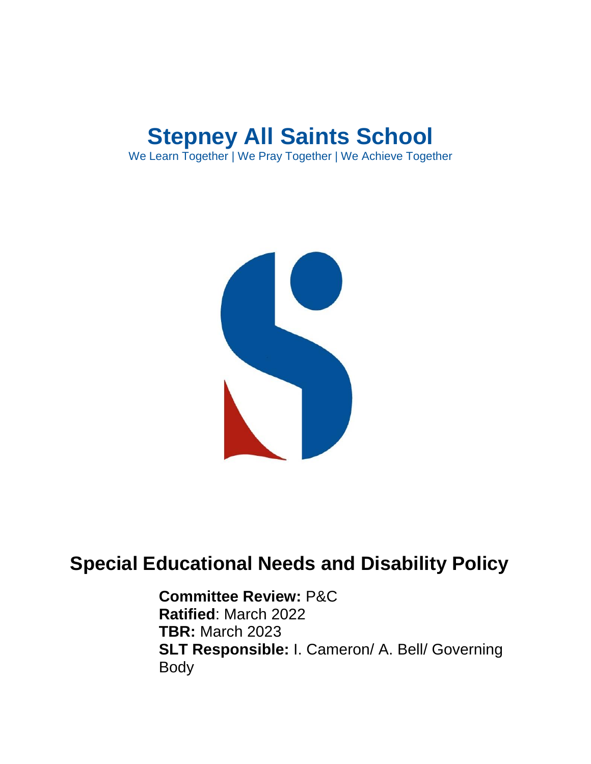# Stepney All Saints School

We Learn Together | We Pray Together | We Achieve Together

## Special Educational Needs and Disability Policy

**Committee Review:** P&C
**Ratified**: March 2022
**TBR:** March 2023
**SLT Responsible:** I. Cameron/ A. Bell/ Governing Body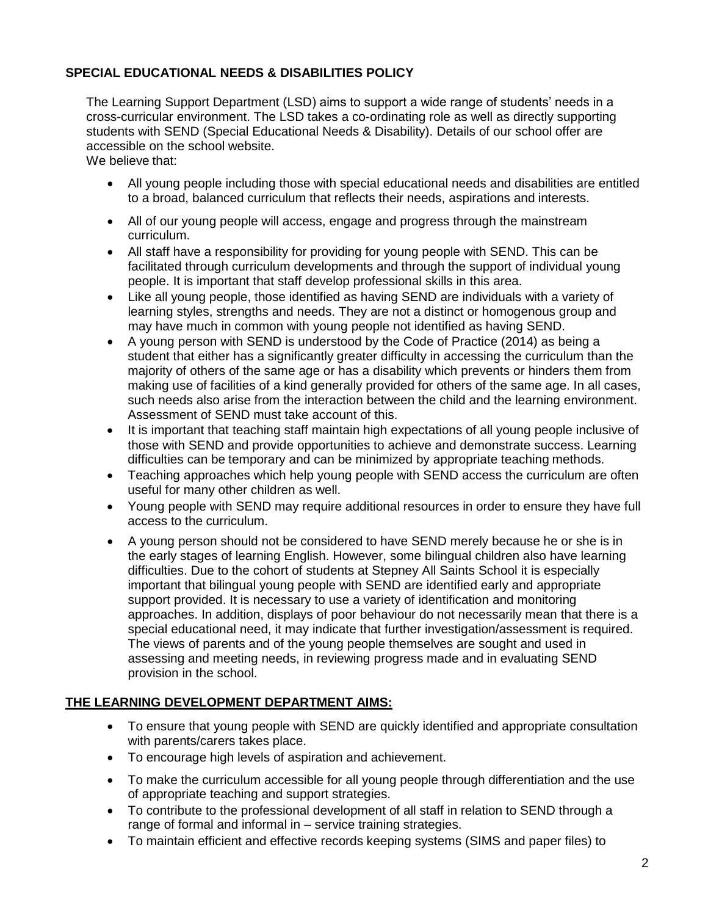## SPECIAL EDUCATIONAL NEEDS & DISABILITIES POLICY

The Learning Support Department (LSD) aims to support a wide range of students' needs in a cross-curricular environment. The LSD takes a co-ordinating role as well as directly supporting students with SEND (Special Educational Needs & Disability). Details of our school offer are accessible on the school website.
We believe that:

- All young people including those with special educational needs and disabilities are entitled to a broad, balanced curriculum that reflects their needs, aspirations and interests.
- All of our young people will access, engage and progress through the mainstream curriculum.
- All staff have a responsibility for providing for young people with SEND. This can be facilitated through curriculum developments and through the support of individual young people. It is important that staff develop professional skills in this area.
- Like all young people, those identified as having SEND are individuals with a variety of learning styles, strengths and needs. They are not a distinct or homogenous group and may have much in common with young people not identified as having SEND.
- A young person with SEND is understood by the Code of Practice (2014) as being a student that either has a significantly greater difficulty in accessing the curriculum than the majority of others of the same age or has a disability which prevents or hinders them from making use of facilities of a kind generally provided for others of the same age. In all cases, such needs also arise from the interaction between the child and the learning environment. Assessment of SEND must take account of this.
- It is important that teaching staff maintain high expectations of all young people inclusive of those with SEND and provide opportunities to achieve and demonstrate success. Learning difficulties can be temporary and can be minimized by appropriate teaching methods.
- Teaching approaches which help young people with SEND access the curriculum are often useful for many other children as well.
- Young people with SEND may require additional resources in order to ensure they have full access to the curriculum.
- A young person should not be considered to have SEND merely because he or she is in the early stages of learning English. However, some bilingual children also have learning difficulties. Due to the cohort of students at Stepney All Saints School it is especially important that bilingual young people with SEND are identified early and appropriate support provided. It is necessary to use a variety of identification and monitoring approaches. In addition, displays of poor behaviour do not necessarily mean that there is a special educational need, it may indicate that further investigation/assessment is required. The views of parents and of the young people themselves are sought and used in assessing and meeting needs, in reviewing progress made and in evaluating SEND provision in the school.

## THE LEARNING DEVELOPMENT DEPARTMENT AIMS:

- To ensure that young people with SEND are quickly identified and appropriate consultation with parents/carers takes place.
- To encourage high levels of aspiration and achievement.
- To make the curriculum accessible for all young people through differentiation and the use of appropriate teaching and support strategies.
- To contribute to the professional development of all staff in relation to SEND through a range of formal and informal in – service training strategies.
- To maintain efficient and effective records keeping systems (SIMS and paper files) to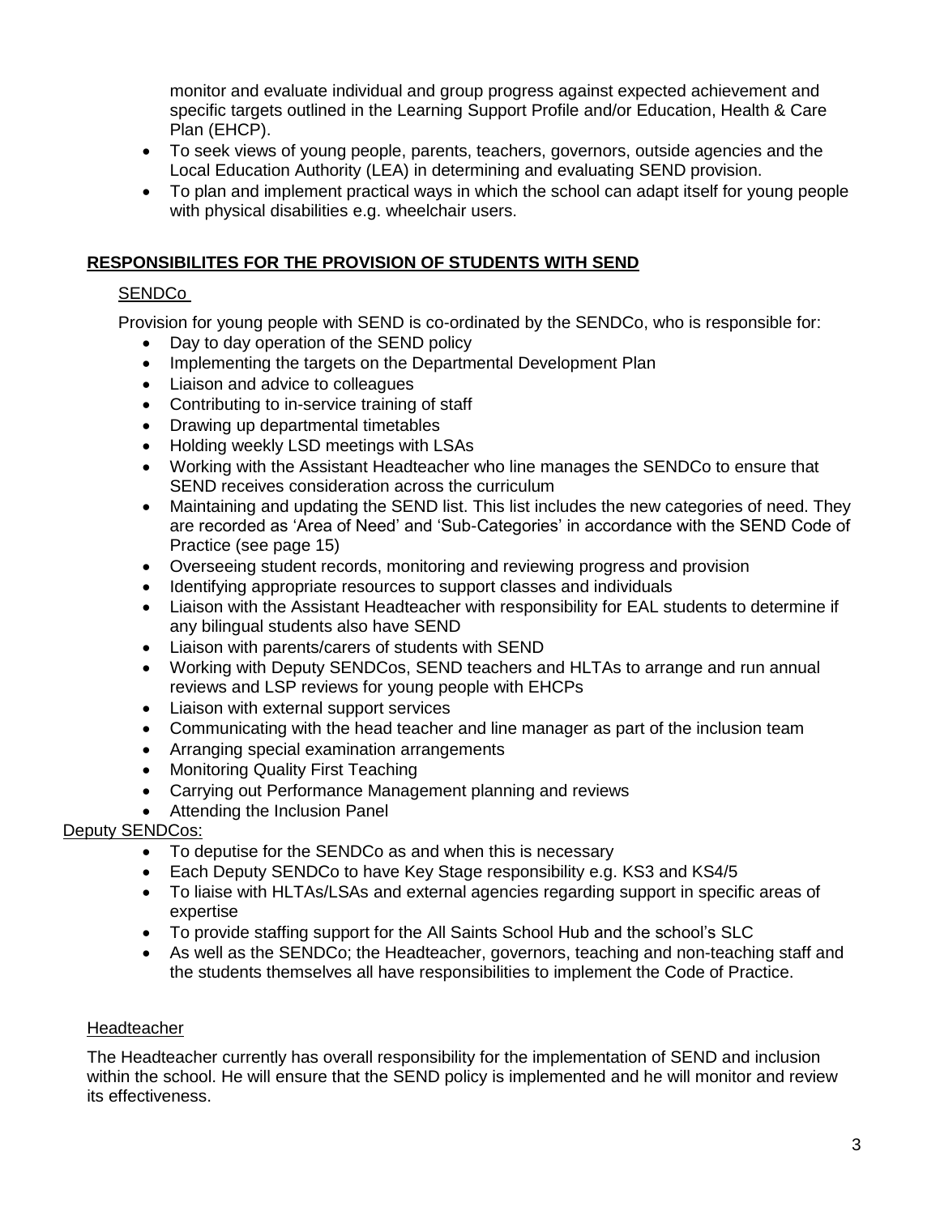monitor and evaluate individual and group progress against expected achievement and specific targets outlined in the Learning Support Profile and/or Education, Health & Care Plan (EHCP).

- To seek views of young people, parents, teachers, governors, outside agencies and the Local Education Authority (LEA) in determining and evaluating SEND provision.
- To plan and implement practical ways in which the school can adapt itself for young people with physical disabilities e.g. wheelchair users.

## RESPONSIBILITES FOR THE PROVISION OF STUDENTS WITH SEND

### SENDCo

Provision for young people with SEND is co-ordinated by the SENDCo, who is responsible for:

- Day to day operation of the SEND policy
- Implementing the targets on the Departmental Development Plan
- Liaison and advice to colleagues
- Contributing to in-service training of staff
- Drawing up departmental timetables
- Holding weekly LSD meetings with LSAs
- Working with the Assistant Headteacher who line manages the SENDCo to ensure that SEND receives consideration across the curriculum
- Maintaining and updating the SEND list. This list includes the new categories of need. They are recorded as 'Area of Need' and 'Sub-Categories' in accordance with the SEND Code of Practice (see page 15)
- Overseeing student records, monitoring and reviewing progress and provision
- Identifying appropriate resources to support classes and individuals
- Liaison with the Assistant Headteacher with responsibility for EAL students to determine if any bilingual students also have SEND
- Liaison with parents/carers of students with SEND
- Working with Deputy SENDCos, SEND teachers and HLTAs to arrange and run annual reviews and LSP reviews for young people with EHCPs
- Liaison with external support services
- Communicating with the head teacher and line manager as part of the inclusion team
- Arranging special examination arrangements
- Monitoring Quality First Teaching
- Carrying out Performance Management planning and reviews
- Attending the Inclusion Panel

### Deputy SENDCos:

- To deputise for the SENDCo as and when this is necessary
- Each Deputy SENDCo to have Key Stage responsibility e.g. KS3 and KS4/5
- To liaise with HLTAs/LSAs and external agencies regarding support in specific areas of expertise
- To provide staffing support for the All Saints School Hub and the school's SLC
- As well as the SENDCo; the Headteacher, governors, teaching and non-teaching staff and the students themselves all have responsibilities to implement the Code of Practice.

### Headteacher

The Headteacher currently has overall responsibility for the implementation of SEND and inclusion within the school. He will ensure that the SEND policy is implemented and he will monitor and review its effectiveness.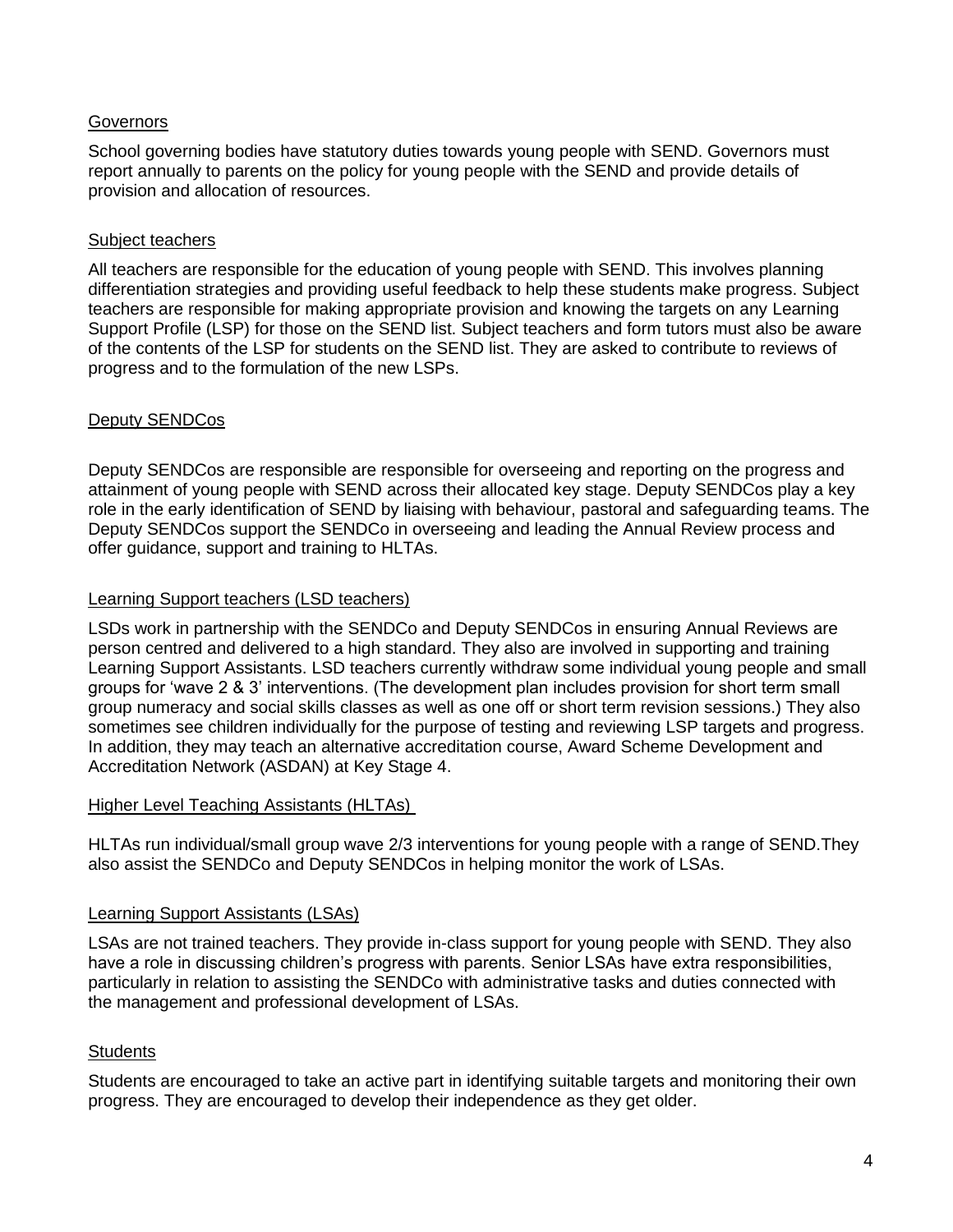## Governors

School governing bodies have statutory duties towards young people with SEND. Governors must report annually to parents on the policy for young people with the SEND and provide details of provision and allocation of resources.

## Subject teachers

All teachers are responsible for the education of young people with SEND. This involves planning differentiation strategies and providing useful feedback to help these students make progress. Subject teachers are responsible for making appropriate provision and knowing the targets on any Learning Support Profile (LSP) for those on the SEND list. Subject teachers and form tutors must also be aware of the contents of the LSP for students on the SEND list. They are asked to contribute to reviews of progress and to the formulation of the new LSPs.

## Deputy SENDCos

Deputy SENDCos are responsible are responsible for overseeing and reporting on the progress and attainment of young people with SEND across their allocated key stage. Deputy SENDCos play a key role in the early identification of SEND by liaising with behaviour, pastoral and safeguarding teams. The Deputy SENDCos support the SENDCo in overseeing and leading the Annual Review process and offer guidance, support and training to HLTAs.

## Learning Support teachers (LSD teachers)

LSDs work in partnership with the SENDCo and Deputy SENDCos in ensuring Annual Reviews are person centred and delivered to a high standard. They also are involved in supporting and training Learning Support Assistants. LSD teachers currently withdraw some individual young people and small groups for 'wave 2 & 3' interventions. (The development plan includes provision for short term small group numeracy and social skills classes as well as one off or short term revision sessions.) They also sometimes see children individually for the purpose of testing and reviewing LSP targets and progress. In addition, they may teach an alternative accreditation course, Award Scheme Development and Accreditation Network (ASDAN) at Key Stage 4.

## Higher Level Teaching Assistants (HLTAs)

HLTAs run individual/small group wave 2/3 interventions for young people with a range of SEND.They also assist the SENDCo and Deputy SENDCos in helping monitor the work of LSAs.

## Learning Support Assistants (LSAs)

LSAs are not trained teachers. They provide in-class support for young people with SEND. They also have a role in discussing children's progress with parents. Senior LSAs have extra responsibilities, particularly in relation to assisting the SENDCo with administrative tasks and duties connected with the management and professional development of LSAs.

## Students

Students are encouraged to take an active part in identifying suitable targets and monitoring their own progress. They are encouraged to develop their independence as they get older.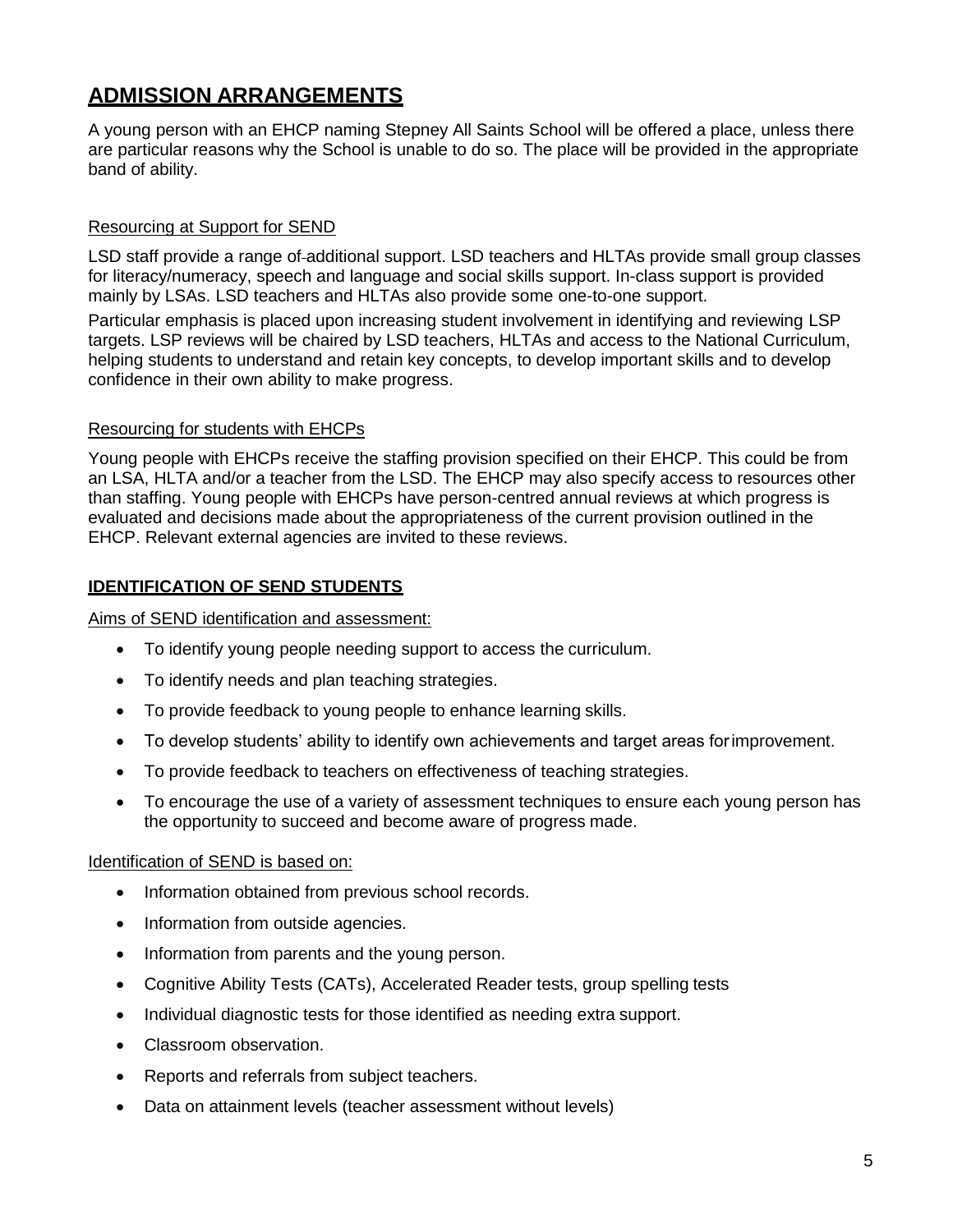## ADMISSION ARRANGEMENTS

A young person with an EHCP naming Stepney All Saints School will be offered a place, unless there are particular reasons why the School is unable to do so. The place will be provided in the appropriate band of ability.

Resourcing at Support for SEND

LSD staff provide a range of additional support. LSD teachers and HLTAs provide small group classes for literacy/numeracy, speech and language and social skills support. In-class support is provided mainly by LSAs. LSD teachers and HLTAs also provide some one-to-one support.

Particular emphasis is placed upon increasing student involvement in identifying and reviewing LSP targets. LSP reviews will be chaired by LSD teachers, HLTAs and access to the National Curriculum, helping students to understand and retain key concepts, to develop important skills and to develop confidence in their own ability to make progress.

Resourcing for students with EHCPs

Young people with EHCPs receive the staffing provision specified on their EHCP. This could be from an LSA, HLTA and/or a teacher from the LSD. The EHCP may also specify access to resources other than staffing. Young people with EHCPs have person-centred annual reviews at which progress is evaluated and decisions made about the appropriateness of the current provision outlined in the EHCP. Relevant external agencies are invited to these reviews.

### IDENTIFICATION OF SEND STUDENTS

Aims of SEND identification and assessment:

- To identify young people needing support to access the curriculum.
- To identify needs and plan teaching strategies.
- To provide feedback to young people to enhance learning skills.
- To develop students' ability to identify own achievements and target areas for improvement.
- To provide feedback to teachers on effectiveness of teaching strategies.
- To encourage the use of a variety of assessment techniques to ensure each young person has the opportunity to succeed and become aware of progress made.

Identification of SEND is based on:

- Information obtained from previous school records.
- Information from outside agencies.
- Information from parents and the young person.
- Cognitive Ability Tests (CATs), Accelerated Reader tests, group spelling tests
- Individual diagnostic tests for those identified as needing extra support.
- Classroom observation.
- Reports and referrals from subject teachers.
- Data on attainment levels (teacher assessment without levels)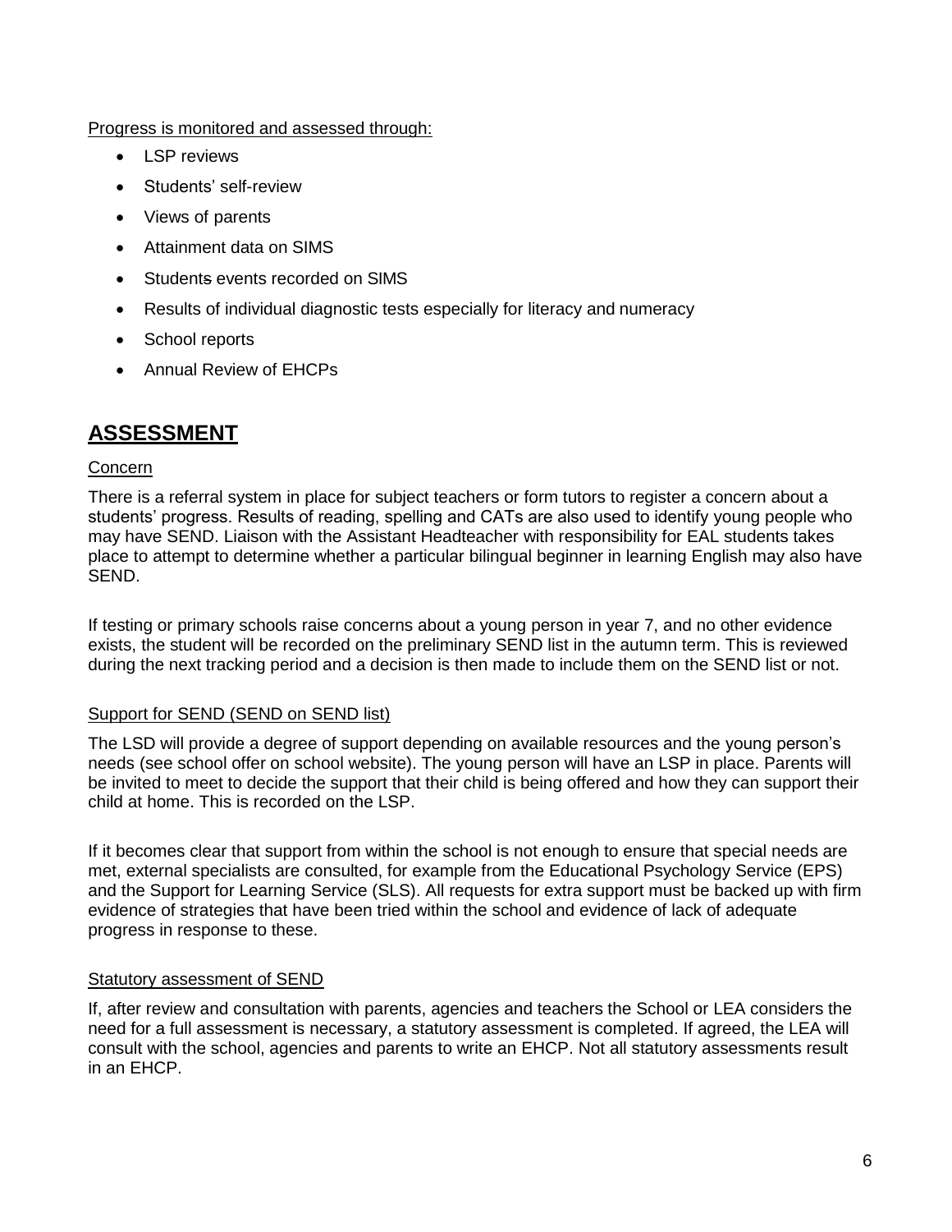Progress is monitored and assessed through:

- LSP reviews
- Students' self-review
- Views of parents
- Attainment data on SIMS
- Students events recorded on SIMS
- Results of individual diagnostic tests especially for literacy and numeracy
- School reports
- Annual Review of EHCPs

## ASSESSMENT

Concern

There is a referral system in place for subject teachers or form tutors to register a concern about a students' progress. Results of reading, spelling and CATs are also used to identify young people who may have SEND. Liaison with the Assistant Headteacher with responsibility for EAL students takes place to attempt to determine whether a particular bilingual beginner in learning English may also have SEND.

If testing or primary schools raise concerns about a young person in year 7, and no other evidence exists, the student will be recorded on the preliminary SEND list in the autumn term. This is reviewed during the next tracking period and a decision is then made to include them on the SEND list or not.

Support for SEND (SEND on SEND list)

The LSD will provide a degree of support depending on available resources and the young person's needs (see school offer on school website). The young person will have an LSP in place. Parents will be invited to meet to decide the support that their child is being offered and how they can support their child at home. This is recorded on the LSP.

If it becomes clear that support from within the school is not enough to ensure that special needs are met, external specialists are consulted, for example from the Educational Psychology Service (EPS) and the Support for Learning Service (SLS). All requests for extra support must be backed up with firm evidence of strategies that have been tried within the school and evidence of lack of adequate progress in response to these.

Statutory assessment of SEND

If, after review and consultation with parents, agencies and teachers the School or LEA considers the need for a full assessment is necessary, a statutory assessment is completed. If agreed, the LEA will consult with the school, agencies and parents to write an EHCP. Not all statutory assessments result in an EHCP.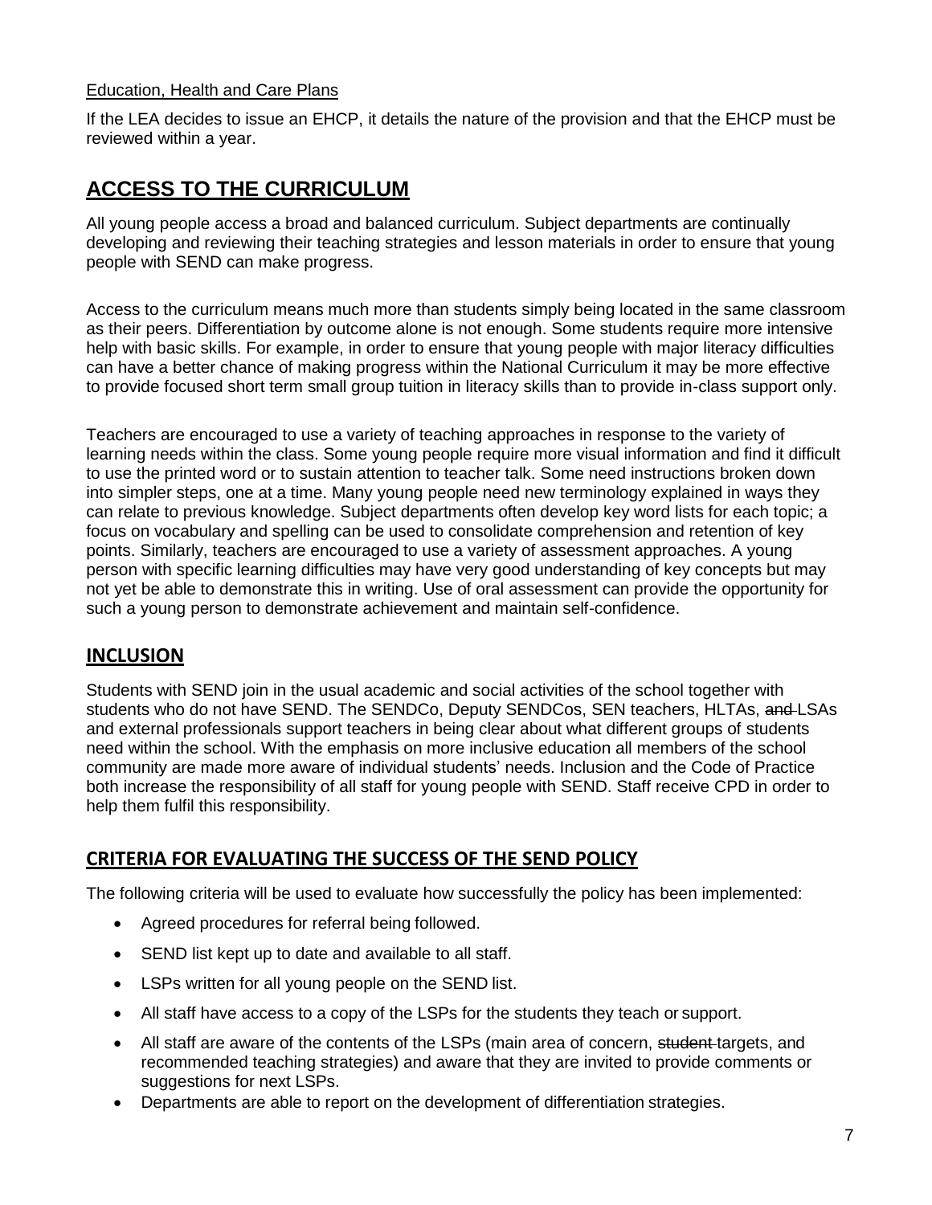Education, Health and Care Plans

If the LEA decides to issue an EHCP, it details the nature of the provision and that the EHCP must be reviewed within a year.

## ACCESS TO THE CURRICULUM

All young people access a broad and balanced curriculum. Subject departments are continually developing and reviewing their teaching strategies and lesson materials in order to ensure that young people with SEND can make progress.

Access to the curriculum means much more than students simply being located in the same classroom as their peers. Differentiation by outcome alone is not enough. Some students require more intensive help with basic skills. For example, in order to ensure that young people with major literacy difficulties can have a better chance of making progress within the National Curriculum it may be more effective to provide focused short term small group tuition in literacy skills than to provide in-class support only.

Teachers are encouraged to use a variety of teaching approaches in response to the variety of learning needs within the class. Some young people require more visual information and find it difficult to use the printed word or to sustain attention to teacher talk. Some need instructions broken down into simpler steps, one at a time. Many young people need new terminology explained in ways they can relate to previous knowledge. Subject departments often develop key word lists for each topic; a focus on vocabulary and spelling can be used to consolidate comprehension and retention of key points. Similarly, teachers are encouraged to use a variety of assessment approaches. A young person with specific learning difficulties may have very good understanding of key concepts but may not yet be able to demonstrate this in writing. Use of oral assessment can provide the opportunity for such a young person to demonstrate achievement and maintain self-confidence.

## INCLUSION

Students with SEND join in the usual academic and social activities of the school together with students who do not have SEND. The SENDCo, Deputy SENDCos, SEN teachers, HLTAs, ~~and~~ LSAs and external professionals support teachers in being clear about what different groups of students need within the school. With the emphasis on more inclusive education all members of the school community are made more aware of individual students' needs. Inclusion and the Code of Practice both increase the responsibility of all staff for young people with SEND. Staff receive CPD in order to help them fulfil this responsibility.

## CRITERIA FOR EVALUATING THE SUCCESS OF THE SEND POLICY

The following criteria will be used to evaluate how successfully the policy has been implemented:

- Agreed procedures for referral being followed.
- SEND list kept up to date and available to all staff.
- LSPs written for all young people on the SEND list.
- All staff have access to a copy of the LSPs for the students they teach or support.
- All staff are aware of the contents of the LSPs (main area of concern, ~~student~~ targets, and recommended teaching strategies) and aware that they are invited to provide comments or suggestions for next LSPs.
- Departments are able to report on the development of differentiation strategies.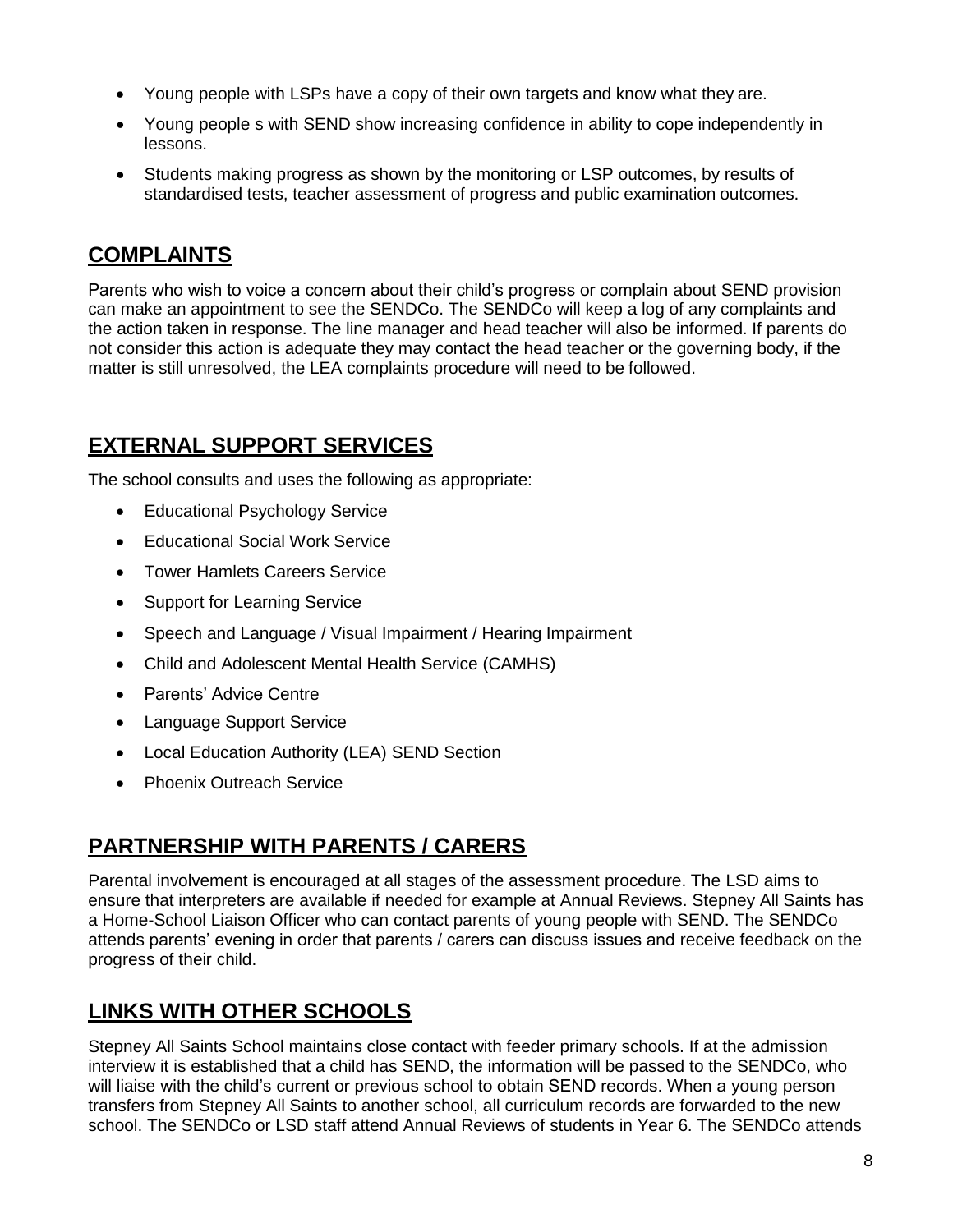- Young people with LSPs have a copy of their own targets and know what they are.
- Young people s with SEND show increasing confidence in ability to cope independently in lessons.
- Students making progress as shown by the monitoring or LSP outcomes, by results of standardised tests, teacher assessment of progress and public examination outcomes.

## COMPLAINTS

Parents who wish to voice a concern about their child's progress or complain about SEND provision can make an appointment to see the SENDCo. The SENDCo will keep a log of any complaints and the action taken in response. The line manager and head teacher will also be informed. If parents do not consider this action is adequate they may contact the head teacher or the governing body, if the matter is still unresolved, the LEA complaints procedure will need to be followed.

## EXTERNAL SUPPORT SERVICES

The school consults and uses the following as appropriate:

- Educational Psychology Service
- Educational Social Work Service
- Tower Hamlets Careers Service
- Support for Learning Service
- Speech and Language / Visual Impairment / Hearing Impairment
- Child and Adolescent Mental Health Service (CAMHS)
- Parents' Advice Centre
- Language Support Service
- Local Education Authority (LEA) SEND Section
- Phoenix Outreach Service

## PARTNERSHIP WITH PARENTS / CARERS

Parental involvement is encouraged at all stages of the assessment procedure. The LSD aims to ensure that interpreters are available if needed for example at Annual Reviews. Stepney All Saints has a Home-School Liaison Officer who can contact parents of young people with SEND. The SENDCo attends parents' evening in order that parents / carers can discuss issues and receive feedback on the progress of their child.

## LINKS WITH OTHER SCHOOLS

Stepney All Saints School maintains close contact with feeder primary schools. If at the admission interview it is established that a child has SEND, the information will be passed to the SENDCo, who will liaise with the child's current or previous school to obtain SEND records. When a young person transfers from Stepney All Saints to another school, all curriculum records are forwarded to the new school. The SENDCo or LSD staff attend Annual Reviews of students in Year 6. The SENDCo attends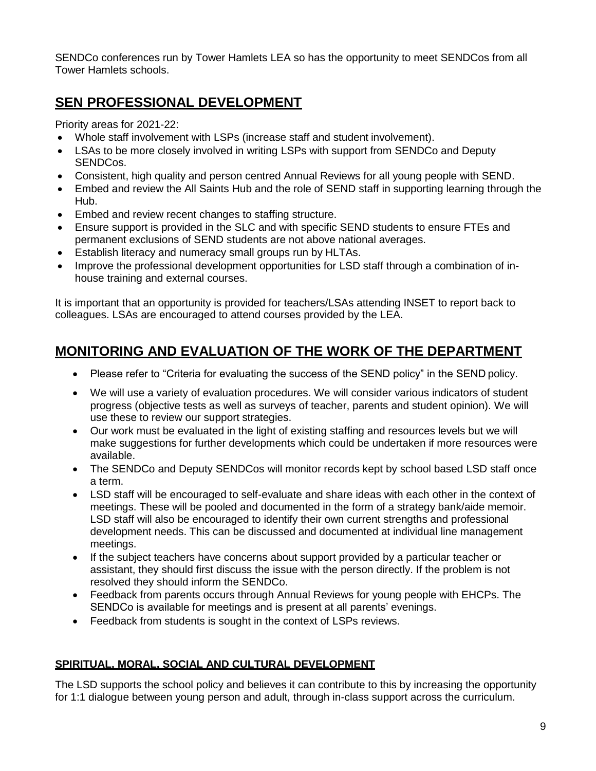SENDCo conferences run by Tower Hamlets LEA so has the opportunity to meet SENDCos from all Tower Hamlets schools.

## SEN PROFESSIONAL DEVELOPMENT

Priority areas for 2021-22:

- Whole staff involvement with LSPs (increase staff and student involvement).
- LSAs to be more closely involved in writing LSPs with support from SENDCo and Deputy SENDCos.
- Consistent, high quality and person centred Annual Reviews for all young people with SEND.
- Embed and review the All Saints Hub and the role of SEND staff in supporting learning through the Hub.
- Embed and review recent changes to staffing structure.
- Ensure support is provided in the SLC and with specific SEND students to ensure FTEs and permanent exclusions of SEND students are not above national averages.
- Establish literacy and numeracy small groups run by HLTAs.
- Improve the professional development opportunities for LSD staff through a combination of in-house training and external courses.

It is important that an opportunity is provided for teachers/LSAs attending INSET to report back to colleagues. LSAs are encouraged to attend courses provided by the LEA.

## MONITORING AND EVALUATION OF THE WORK OF THE DEPARTMENT

- Please refer to "Criteria for evaluating the success of the SEND policy" in the SEND policy.
- We will use a variety of evaluation procedures. We will consider various indicators of student progress (objective tests as well as surveys of teacher, parents and student opinion). We will use these to review our support strategies.
- Our work must be evaluated in the light of existing staffing and resources levels but we will make suggestions for further developments which could be undertaken if more resources were available.
- The SENDCo and Deputy SENDCos will monitor records kept by school based LSD staff once a term.
- LSD staff will be encouraged to self-evaluate and share ideas with each other in the context of meetings. These will be pooled and documented in the form of a strategy bank/aide memoir. LSD staff will also be encouraged to identify their own current strengths and professional development needs. This can be discussed and documented at individual line management meetings.
- If the subject teachers have concerns about support provided by a particular teacher or assistant, they should first discuss the issue with the person directly. If the problem is not resolved they should inform the SENDCo.
- Feedback from parents occurs through Annual Reviews for young people with EHCPs. The SENDCo is available for meetings and is present at all parents' evenings.
- Feedback from students is sought in the context of LSPs reviews.

### SPIRITUAL, MORAL, SOCIAL AND CULTURAL DEVELOPMENT

The LSD supports the school policy and believes it can contribute to this by increasing the opportunity for 1:1 dialogue between young person and adult, through in-class support across the curriculum.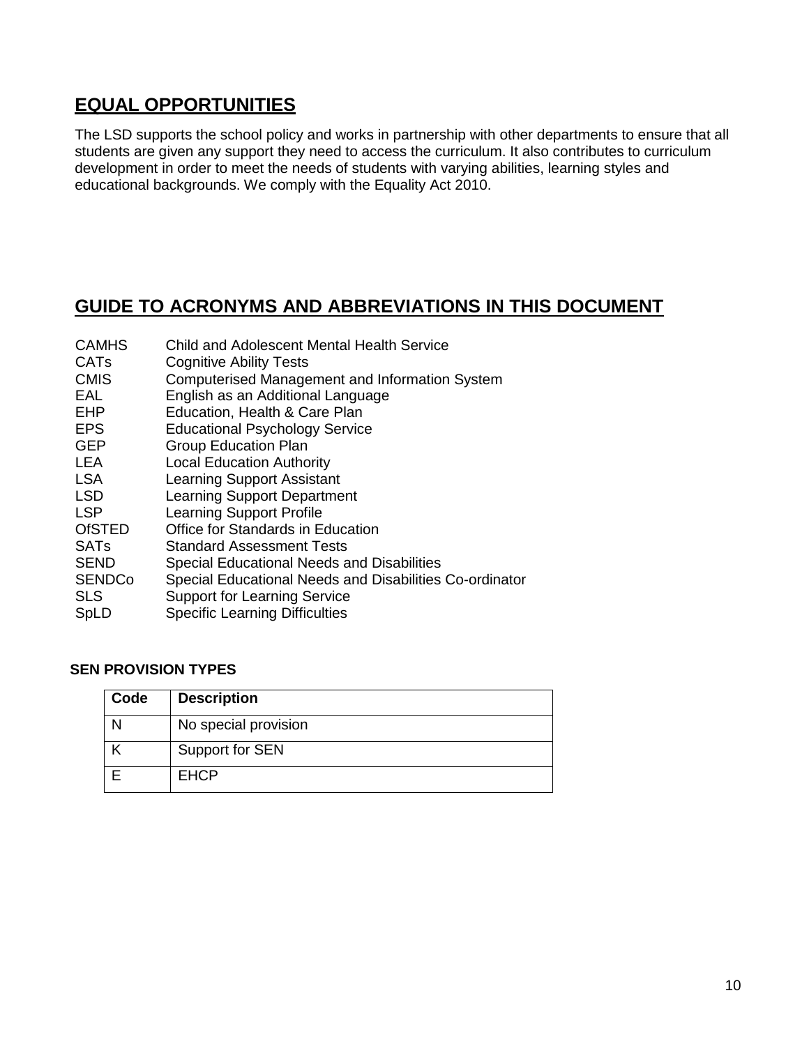## EQUAL OPPORTUNITIES

The LSD supports the school policy and works in partnership with other departments to ensure that all students are given any support they need to access the curriculum. It also contributes to curriculum development in order to meet the needs of students with varying abilities, learning styles and educational backgrounds. We comply with the Equality Act 2010.

## GUIDE TO ACRONYMS AND ABBREVIATIONS IN THIS DOCUMENT

| | |
|---|---|
| CAMHS | Child and Adolescent Mental Health Service |
| CATs | Cognitive Ability Tests |
| CMIS | Computerised Management and Information System |
| EAL | English as an Additional Language |
| EHP | Education, Health & Care Plan |
| EPS | Educational Psychology Service |
| GEP | Group Education Plan |
| LEA | Local Education Authority |
| LSA | Learning Support Assistant |
| LSD | Learning Support Department |
| LSP | Learning Support Profile |
| OfSTED | Office for Standards in Education |
| SATs | Standard Assessment Tests |
| SEND | Special Educational Needs and Disabilities |
| SENDCo | Special Educational Needs and Disabilities Co-ordinator |
| SLS | Support for Learning Service |
| SpLD | Specific Learning Difficulties |

**SEN PROVISION TYPES**

| Code | Description |
|---|---|
| N | No special provision |
| K | Support for SEN |
| E | EHCP |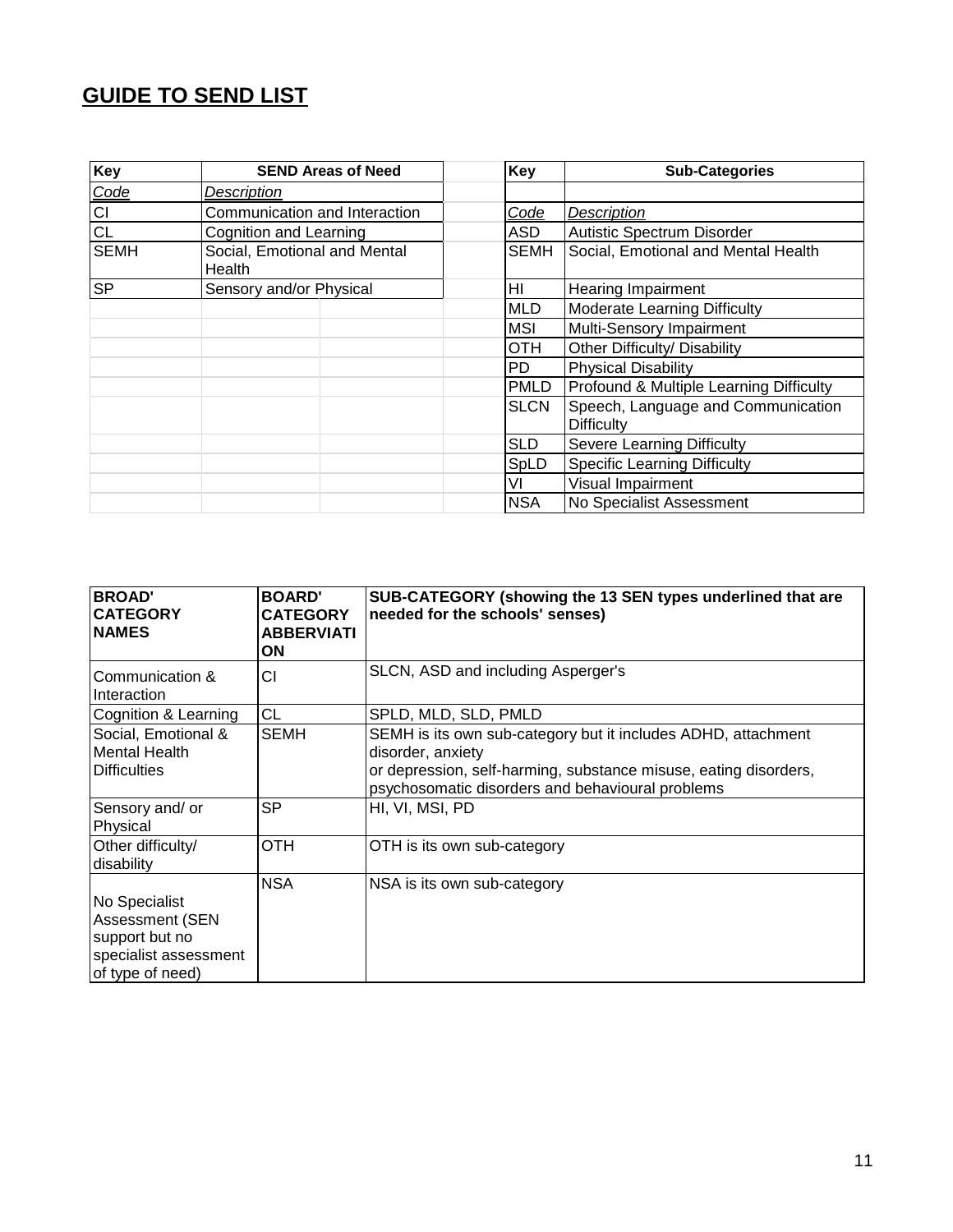# GUIDE TO SEND LIST

| Key | SEND Areas of Need |
|---|---|
| *Code* | *Description* |
| CI | Communication and Interaction |
| CL | Cognition and Learning |
| SEMH | Social, Emotional and Mental Health |
| SP | Sensory and/or Physical |

| Key | Sub-Categories |
|---|---|
| *Code* | *Description* |
| ASD | Autistic Spectrum Disorder |
| SEMH | Social, Emotional and Mental Health |
| HI | Hearing Impairment |
| MLD | Moderate Learning Difficulty |
| MSI | Multi-Sensory Impairment |
| OTH | Other Difficulty/ Disability |
| PD | Physical Disability |
| PMLD | Profound & Multiple Learning Difficulty |
| SLCN | Speech, Language and Communication Difficulty |
| SLD | Severe Learning Difficulty |
| SpLD | Specific Learning Difficulty |
| VI | Visual Impairment |
| NSA | No Specialist Assessment |

| BROAD' CATEGORY NAMES | BOARD' CATEGORY ABBERVIATION | SUB-CATEGORY (showing the 13 SEN types underlined that are needed for the schools' senses) |
|---|---|---|
| Communication & Interaction | CI | SLCN, ASD and including Asperger's |
| Cognition & Learning | CL | SPLD, MLD, SLD, PMLD |
| Social, Emotional & Mental Health Difficulties | SEMH | SEMH is its own sub-category but it includes ADHD, attachment disorder, anxiety or depression, self-harming, substance misuse, eating disorders, psychosomatic disorders and behavioural problems |
| Sensory and/ or Physical | SP | HI, VI, MSI, PD |
| Other difficulty/ disability | OTH | OTH is its own sub-category |
| No Specialist Assessment (SEN support but no specialist assessment of type of need) | NSA | NSA is its own sub-category |